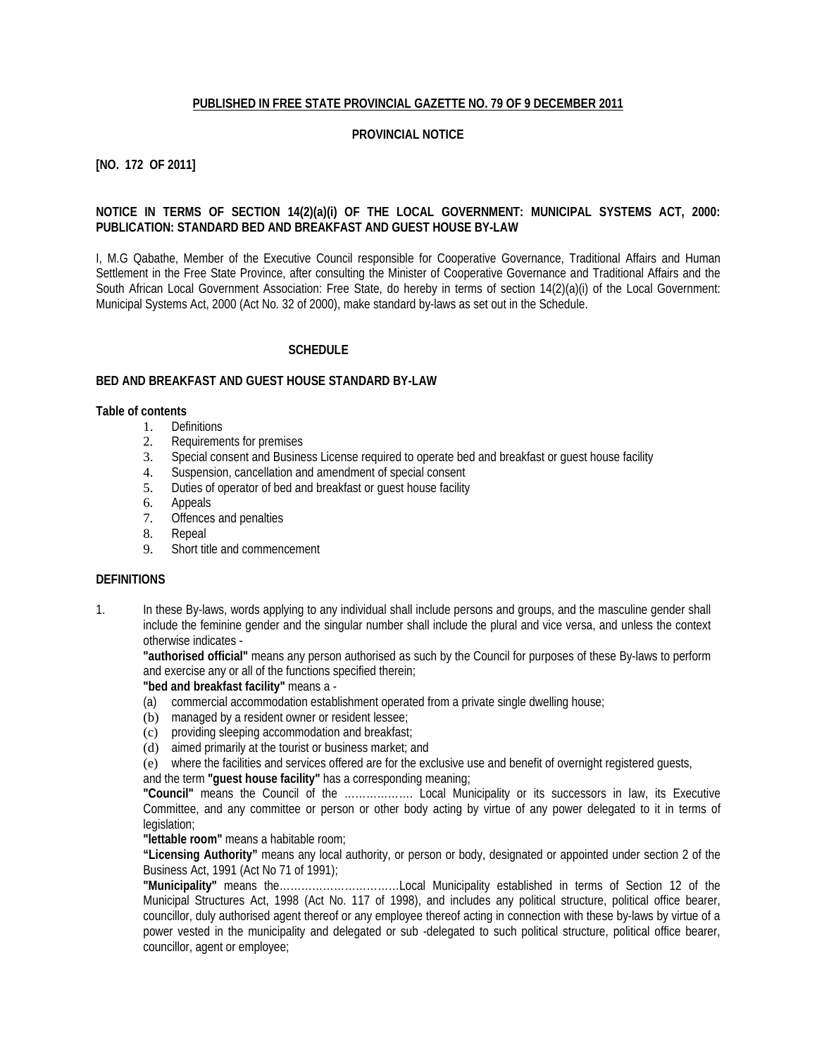**PUBLISHED IN FREE STATE PROVINCIAL GAZETTE NO. 79 OF 9 DECEMBER 2011**

**PROVINCIAL NOTICE**

**[NO. 172 OF 2011]**

**NOTICE IN TERMS OF SECTION 14(2)(a)(i) OF THE LOCAL GOVERNMENT: MUNICIPAL SYSTEMS ACT, 2000: PUBLICATION: STANDARD BED AND BREAKFAST AND GUEST HOUSE BY-LAW**

I, M.G Qabathe, Member of the Executive Council responsible for Cooperative Governance, Traditional Affairs and Human Settlement in the Free State Province, after consulting the Minister of Cooperative Governance and Traditional Affairs and the South African Local Government Association: Free State, do hereby in terms of section 14(2)(a)(i) of the Local Government: Municipal Systems Act, 2000 (Act No. 32 of 2000), make standard by-laws as set out in the Schedule.

**SCHEDULE**

**BED AND BREAKFAST AND GUEST HOUSE STANDARD BY-LAW**

**Table of contents**

1. Definitions
2. Requirements for premises
3. Special consent and Business License required to operate bed and breakfast or guest house facility
4. Suspension, cancellation and amendment of special consent
5. Duties of operator of bed and breakfast or guest house facility
6. Appeals
7. Offences and penalties
8. Repeal
9. Short title and commencement

**DEFINITIONS**

1. In these By-laws, words applying to any individual shall include persons and groups, and the masculine gender shall include the feminine gender and the singular number shall include the plural and vice versa, and unless the context otherwise indicates -

   **"authorised official"** means any person authorised as such by the Council for purposes of these By-laws to perform and exercise any or all of the functions specified therein;

   **"bed and breakfast facility"** means a -
   (a) commercial accommodation establishment operated from a private single dwelling house;
   (b) managed by a resident owner or resident lessee;
   (c) providing sleeping accommodation and breakfast;
   (d) aimed primarily at the tourist or business market; and
   (e) where the facilities and services offered are for the exclusive use and benefit of overnight registered guests,

   and the term **"guest house facility"** has a corresponding meaning;

   **"Council"** means the Council of the ………………. Local Municipality or its successors in law, its Executive Committee, and any committee or person or other body acting by virtue of any power delegated to it in terms of legislation;

   **"lettable room"** means a habitable room;

   **"Licensing Authority"** means any local authority, or person or body, designated or appointed under section 2 of the Business Act, 1991 (Act No 71 of 1991);

   **"Municipality"** means the……………………………Local Municipality established in terms of Section 12 of the Municipal Structures Act, 1998 (Act No. 117 of 1998), and includes any political structure, political office bearer, councillor, duly authorised agent thereof or any employee thereof acting in connection with these by-laws by virtue of a power vested in the municipality and delegated or sub -delegated to such political structure, political office bearer, councillor, agent or employee;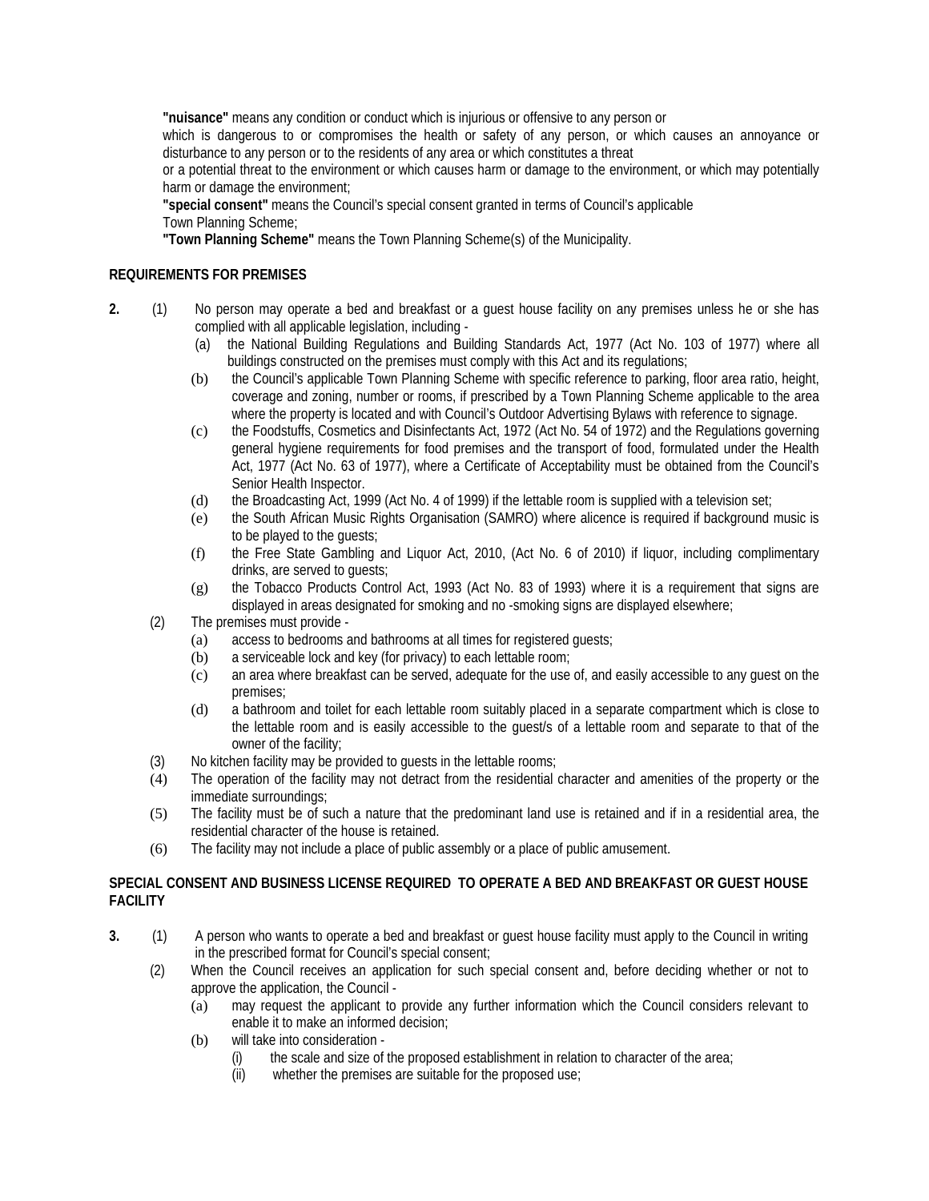**"nuisance"** means any condition or conduct which is injurious or offensive to any person or which is dangerous to or compromises the health or safety of any person, or which causes an annoyance or disturbance to any person or to the residents of any area or which constitutes a threat or a potential threat to the environment or which causes harm or damage to the environment, or which may potentially harm or damage the environment;

**"special consent"** means the Council's special consent granted in terms of Council's applicable Town Planning Scheme;

**"Town Planning Scheme"** means the Town Planning Scheme(s) of the Municipality.

**REQUIREMENTS FOR PREMISES**

**2.** (1) No person may operate a bed and breakfast or a guest house facility on any premises unless he or she has complied with all applicable legislation, including -

(a) the National Building Regulations and Building Standards Act, 1977 (Act No. 103 of 1977) where all buildings constructed on the premises must comply with this Act and its regulations;

(b) the Council's applicable Town Planning Scheme with specific reference to parking, floor area ratio, height, coverage and zoning, number or rooms, if prescribed by a Town Planning Scheme applicable to the area where the property is located and with Council's Outdoor Advertising Bylaws with reference to signage.

(c) the Foodstuffs, Cosmetics and Disinfectants Act, 1972 (Act No. 54 of 1972) and the Regulations governing general hygiene requirements for food premises and the transport of food, formulated under the Health Act, 1977 (Act No. 63 of 1977), where a Certificate of Acceptability must be obtained from the Council's Senior Health Inspector.

(d) the Broadcasting Act, 1999 (Act No. 4 of 1999) if the lettable room is supplied with a television set;

(e) the South African Music Rights Organisation (SAMRO) where alicence is required if background music is to be played to the guests;

(f) the Free State Gambling and Liquor Act, 2010, (Act No. 6 of 2010) if liquor, including complimentary drinks, are served to guests;

(g) the Tobacco Products Control Act, 1993 (Act No. 83 of 1993) where it is a requirement that signs are displayed in areas designated for smoking and no -smoking signs are displayed elsewhere;

(2) The premises must provide -

(a) access to bedrooms and bathrooms at all times for registered guests;

(b) a serviceable lock and key (for privacy) to each lettable room;

(c) an area where breakfast can be served, adequate for the use of, and easily accessible to any guest on the premises;

(d) a bathroom and toilet for each lettable room suitably placed in a separate compartment which is close to the lettable room and is easily accessible to the guest/s of a lettable room and separate to that of the owner of the facility;

(3) No kitchen facility may be provided to guests in the lettable rooms;

(4) The operation of the facility may not detract from the residential character and amenities of the property or the immediate surroundings;

(5) The facility must be of such a nature that the predominant land use is retained and if in a residential area, the residential character of the house is retained.

(6) The facility may not include a place of public assembly or a place of public amusement.

**SPECIAL CONSENT AND BUSINESS LICENSE REQUIRED TO OPERATE A BED AND BREAKFAST OR GUEST HOUSE FACILITY**

**3.** (1) A person who wants to operate a bed and breakfast or guest house facility must apply to the Council in writing in the prescribed format for Council's special consent;

(2) When the Council receives an application for such special consent and, before deciding whether or not to approve the application, the Council -

(a) may request the applicant to provide any further information which the Council considers relevant to enable it to make an informed decision;

(b) will take into consideration -

(i) the scale and size of the proposed establishment in relation to character of the area;

(ii) whether the premises are suitable for the proposed use;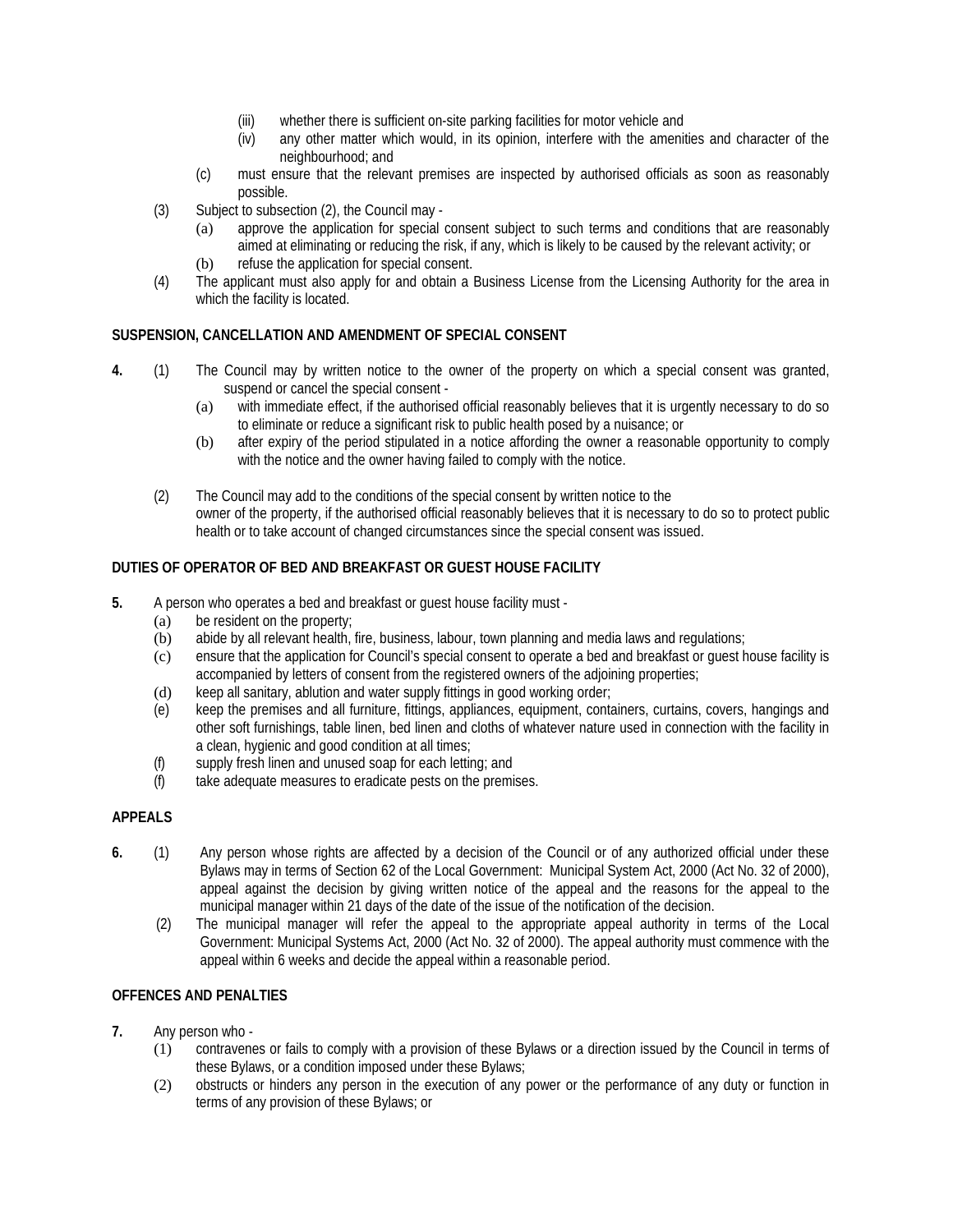(iii) whether there is sufficient on-site parking facilities for motor vehicle and

(iv) any other matter which would, in its opinion, interfere with the amenities and character of the neighbourhood; and

(c) must ensure that the relevant premises are inspected by authorised officials as soon as reasonably possible.

(3) Subject to subsection (2), the Council may -

(a) approve the application for special consent subject to such terms and conditions that are reasonably aimed at eliminating or reducing the risk, if any, which is likely to be caused by the relevant activity; or

(b) refuse the application for special consent.

(4) The applicant must also apply for and obtain a Business License from the Licensing Authority for the area in which the facility is located.

**SUSPENSION, CANCELLATION AND AMENDMENT OF SPECIAL CONSENT**

**4.** (1) The Council may by written notice to the owner of the property on which a special consent was granted, suspend or cancel the special consent -

(a) with immediate effect, if the authorised official reasonably believes that it is urgently necessary to do so to eliminate or reduce a significant risk to public health posed by a nuisance; or

(b) after expiry of the period stipulated in a notice affording the owner a reasonable opportunity to comply with the notice and the owner having failed to comply with the notice.

(2) The Council may add to the conditions of the special consent by written notice to the owner of the property, if the authorised official reasonably believes that it is necessary to do so to protect public health or to take account of changed circumstances since the special consent was issued.

**DUTIES OF OPERATOR OF BED AND BREAKFAST OR GUEST HOUSE FACILITY**

**5.** A person who operates a bed and breakfast or guest house facility must -

(a) be resident on the property;

(b) abide by all relevant health, fire, business, labour, town planning and media laws and regulations;

(c) ensure that the application for Council's special consent to operate a bed and breakfast or guest house facility is accompanied by letters of consent from the registered owners of the adjoining properties;

(d) keep all sanitary, ablution and water supply fittings in good working order;

(e) keep the premises and all furniture, fittings, appliances, equipment, containers, curtains, covers, hangings and other soft furnishings, table linen, bed linen and cloths of whatever nature used in connection with the facility in a clean, hygienic and good condition at all times;

(f) supply fresh linen and unused soap for each letting; and

(f) take adequate measures to eradicate pests on the premises.

**APPEALS**

**6.** (1) Any person whose rights are affected by a decision of the Council or of any authorized official under these Bylaws may in terms of Section 62 of the Local Government: Municipal System Act, 2000 (Act No. 32 of 2000), appeal against the decision by giving written notice of the appeal and the reasons for the appeal to the municipal manager within 21 days of the date of the issue of the notification of the decision.

(2) The municipal manager will refer the appeal to the appropriate appeal authority in terms of the Local Government: Municipal Systems Act, 2000 (Act No. 32 of 2000). The appeal authority must commence with the appeal within 6 weeks and decide the appeal within a reasonable period.

**OFFENCES AND PENALTIES**

**7.** Any person who -

(1) contravenes or fails to comply with a provision of these Bylaws or a direction issued by the Council in terms of these Bylaws, or a condition imposed under these Bylaws;

(2) obstructs or hinders any person in the execution of any power or the performance of any duty or function in terms of any provision of these Bylaws; or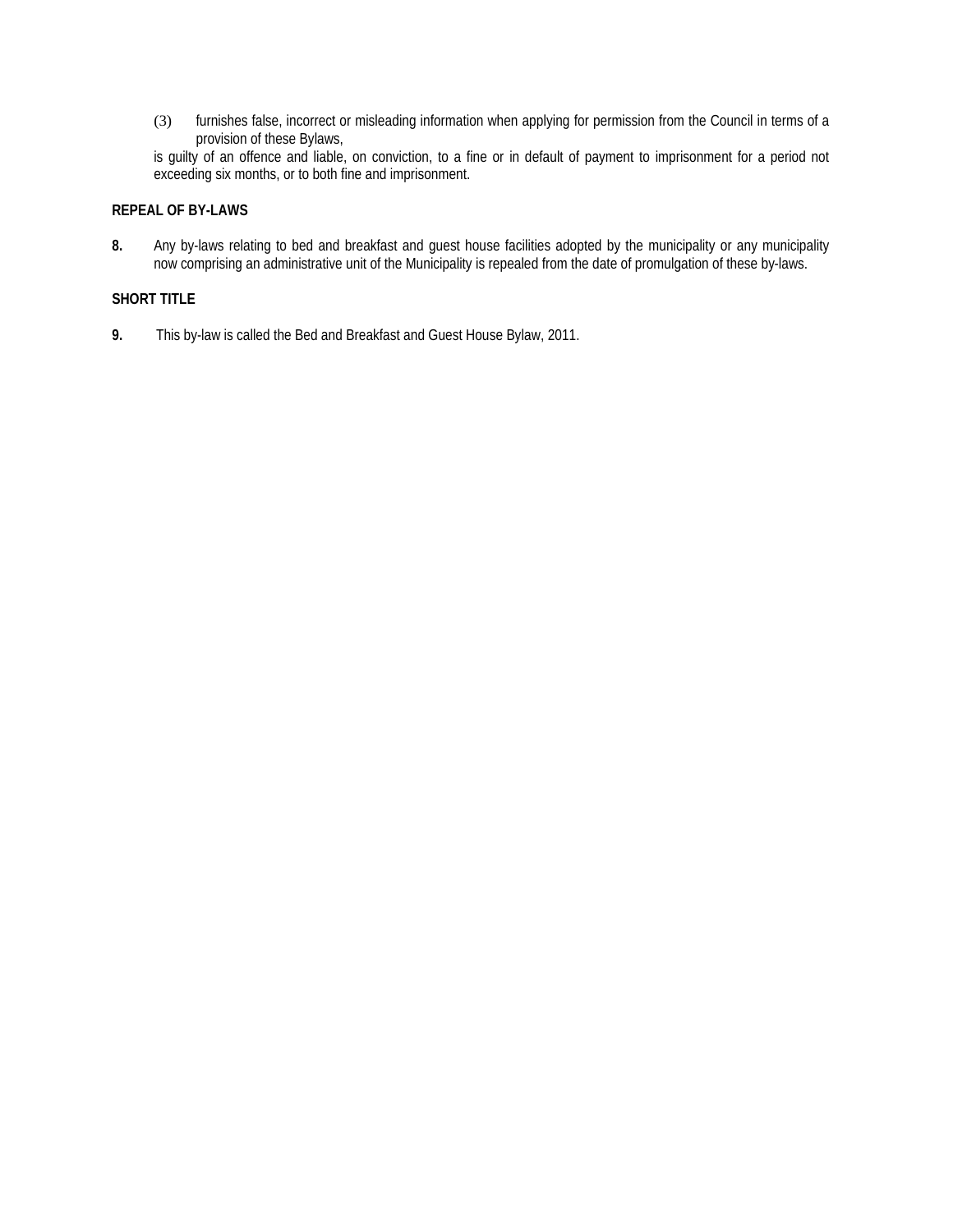(3) furnishes false, incorrect or misleading information when applying for permission from the Council in terms of a provision of these Bylaws,

is guilty of an offence and liable, on conviction, to a fine or in default of payment to imprisonment for a period not exceeding six months, or to both fine and imprisonment.

**REPEAL OF BY-LAWS**

**8.** Any by-laws relating to bed and breakfast and guest house facilities adopted by the municipality or any municipality now comprising an administrative unit of the Municipality is repealed from the date of promulgation of these by-laws.

**SHORT TITLE**

**9.** This by-law is called the Bed and Breakfast and Guest House Bylaw, 2011.